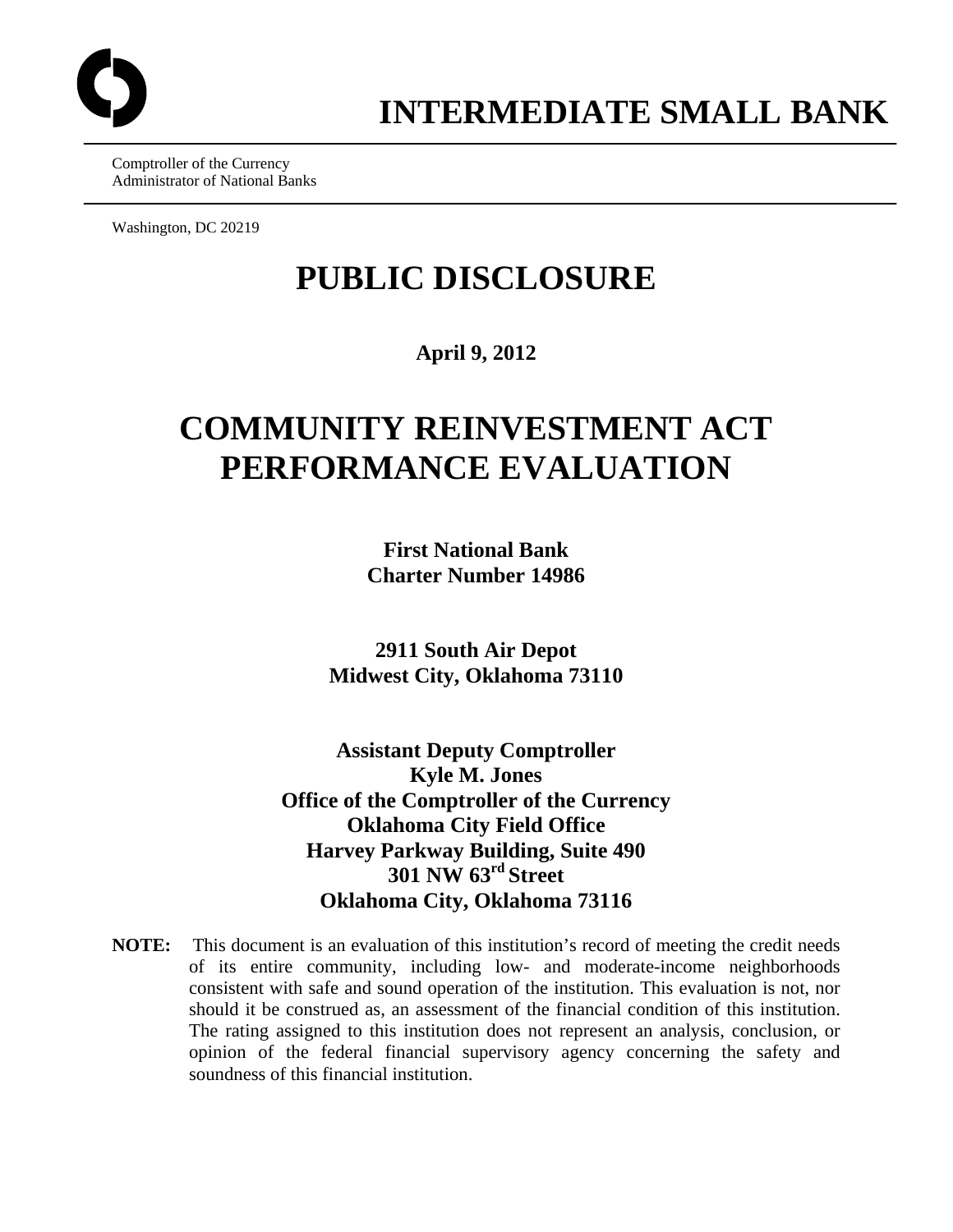# INTERMEDIATE SMALL BANK

Comptroller of the Currency
Administrator of National Banks

Washington, DC 20219

# PUBLIC DISCLOSURE

**April 9, 2012**

# COMMUNITY REINVESTMENT ACT PERFORMANCE EVALUATION

**First National Bank**
**Charter Number 14986**

**2911 South Air Depot**
**Midwest City, Oklahoma 73110**

**Assistant Deputy Comptroller**
**Kyle M. Jones**
**Office of the Comptroller of the Currency**
**Oklahoma City Field Office**
**Harvey Parkway Building, Suite 490**
**301 NW 63rd Street**
**Oklahoma City, Oklahoma 73116**

**NOTE:** This document is an evaluation of this institution's record of meeting the credit needs of its entire community, including low- and moderate-income neighborhoods consistent with safe and sound operation of the institution. This evaluation is not, nor should it be construed as, an assessment of the financial condition of this institution. The rating assigned to this institution does not represent an analysis, conclusion, or opinion of the federal financial supervisory agency concerning the safety and soundness of this financial institution.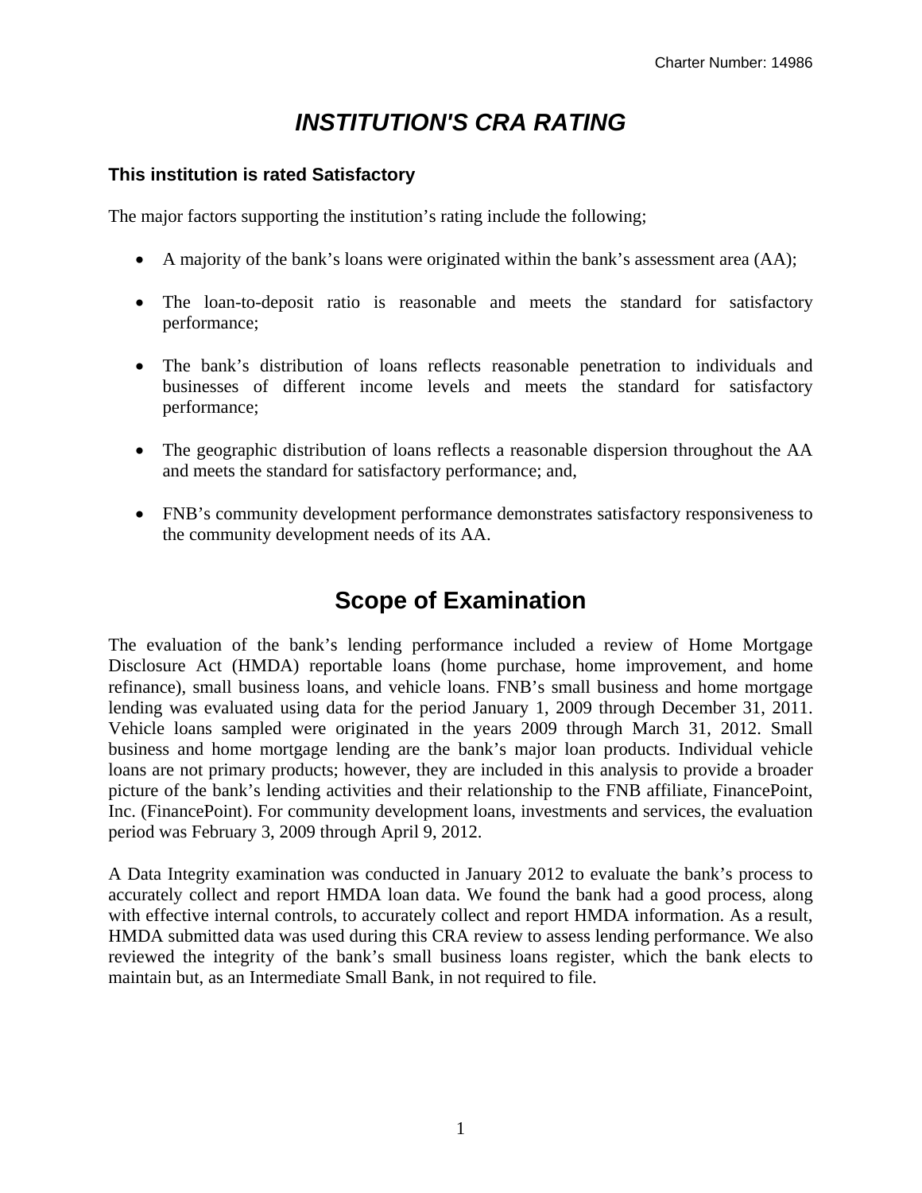# *INSTITUTION'S CRA RATING*

**This institution is rated Satisfactory**

The major factors supporting the institution's rating include the following;

- A majority of the bank's loans were originated within the bank's assessment area (AA);
- The loan-to-deposit ratio is reasonable and meets the standard for satisfactory performance;
- The bank's distribution of loans reflects reasonable penetration to individuals and businesses of different income levels and meets the standard for satisfactory performance;
- The geographic distribution of loans reflects a reasonable dispersion throughout the AA and meets the standard for satisfactory performance; and,
- FNB's community development performance demonstrates satisfactory responsiveness to the community development needs of its AA.

# Scope of Examination

The evaluation of the bank's lending performance included a review of Home Mortgage Disclosure Act (HMDA) reportable loans (home purchase, home improvement, and home refinance), small business loans, and vehicle loans. FNB's small business and home mortgage lending was evaluated using data for the period January 1, 2009 through December 31, 2011. Vehicle loans sampled were originated in the years 2009 through March 31, 2012. Small business and home mortgage lending are the bank's major loan products. Individual vehicle loans are not primary products; however, they are included in this analysis to provide a broader picture of the bank's lending activities and their relationship to the FNB affiliate, FinancePoint, Inc. (FinancePoint). For community development loans, investments and services, the evaluation period was February 3, 2009 through April 9, 2012.

A Data Integrity examination was conducted in January 2012 to evaluate the bank's process to accurately collect and report HMDA loan data. We found the bank had a good process, along with effective internal controls, to accurately collect and report HMDA information. As a result, HMDA submitted data was used during this CRA review to assess lending performance. We also reviewed the integrity of the bank's small business loans register, which the bank elects to maintain but, as an Intermediate Small Bank, in not required to file.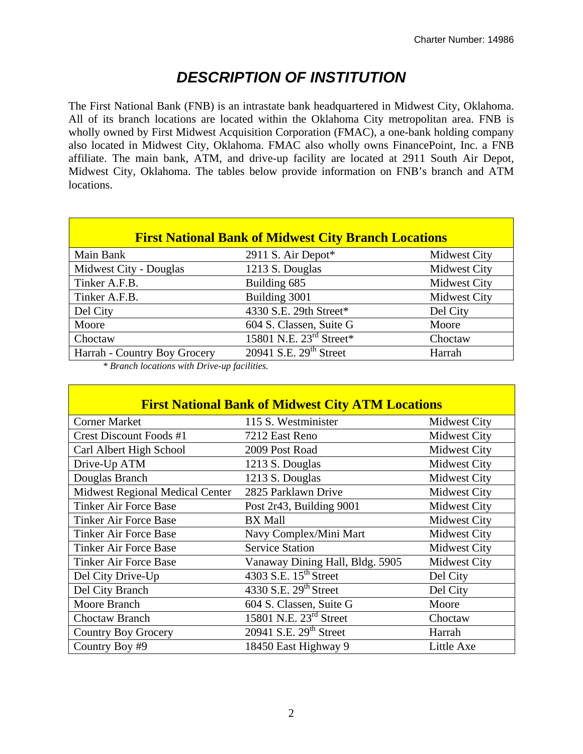# DESCRIPTION OF INSTITUTION

The First National Bank (FNB) is an intrastate bank headquartered in Midwest City, Oklahoma. All of its branch locations are located within the Oklahoma City metropolitan area. FNB is wholly owned by First Midwest Acquisition Corporation (FMAC), a one-bank holding company also located in Midwest City, Oklahoma. FMAC also wholly owns FinancePoint, Inc. a FNB affiliate. The main bank, ATM, and drive-up facility are located at 2911 South Air Depot, Midwest City, Oklahoma. The tables below provide information on FNB's branch and ATM locations.

| First National Bank of Midwest City Branch Locations | | |
|---|---|---|
| Main Bank | 2911 S. Air Depot* | Midwest City |
| Midwest City - Douglas | 1213 S. Douglas | Midwest City |
| Tinker A.F.B. | Building 685 | Midwest City |
| Tinker A.F.B. | Building 3001 | Midwest City |
| Del City | 4330 S.E. 29th Street* | Del City |
| Moore | 604 S. Classen, Suite G | Moore |
| Choctaw | 15801 N.E. 23rd Street* | Choctaw |
| Harrah - Country Boy Grocery | 20941 S.E. 29th Street | Harrah |

*\* Branch locations with Drive-up facilities.*

| First National Bank of Midwest City ATM Locations | | |
|---|---|---|
| Corner Market | 115 S. Westminister | Midwest City |
| Crest Discount Foods #1 | 7212 East Reno | Midwest City |
| Carl Albert High School | 2009 Post Road | Midwest City |
| Drive-Up ATM | 1213 S. Douglas | Midwest City |
| Douglas Branch | 1213 S. Douglas | Midwest City |
| Midwest Regional Medical Center | 2825 Parklawn Drive | Midwest City |
| Tinker Air Force Base | Post 2r43, Building 9001 | Midwest City |
| Tinker Air Force Base | BX Mall | Midwest City |
| Tinker Air Force Base | Navy Complex/Mini Mart | Midwest City |
| Tinker Air Force Base | Service Station | Midwest City |
| Tinker Air Force Base | Vanaway Dining Hall, Bldg. 5905 | Midwest City |
| Del City Drive-Up | 4303 S.E. 15th Street | Del City |
| Del City Branch | 4330 S.E. 29th Street | Del City |
| Moore Branch | 604 S. Classen, Suite G | Moore |
| Choctaw Branch | 15801 N.E. 23rd Street | Choctaw |
| Country Boy Grocery | 20941 S.E. 29th Street | Harrah |
| Country Boy #9 | 18450 East Highway 9 | Little Axe |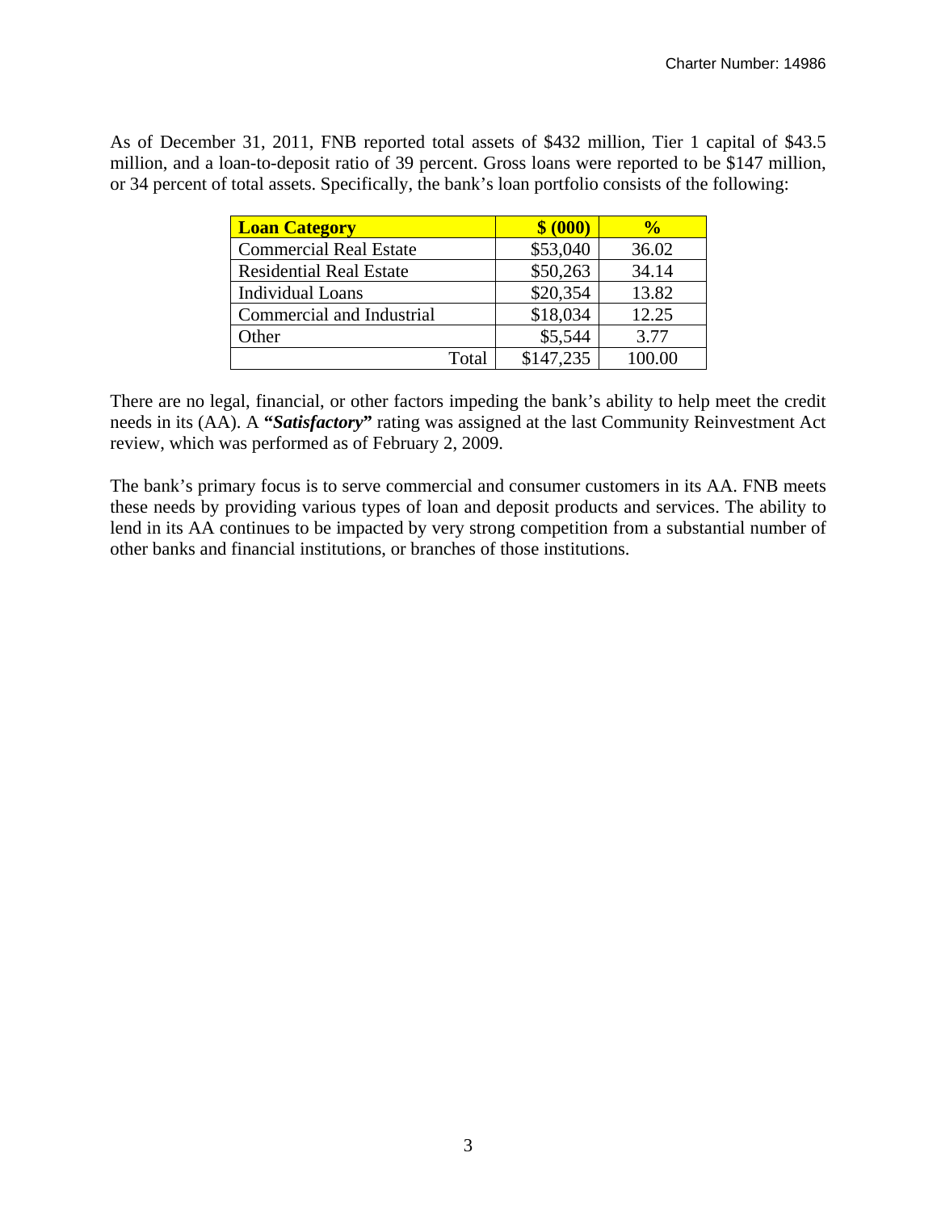As of December 31, 2011, FNB reported total assets of $432 million, Tier 1 capital of $43.5 million, and a loan-to-deposit ratio of 39 percent. Gross loans were reported to be $147 million, or 34 percent of total assets. Specifically, the bank's loan portfolio consists of the following:

| Loan Category | $ (000) | % |
|---|---|---|
| Commercial Real Estate | $53,040 | 36.02 |
| Residential Real Estate | $50,263 | 34.14 |
| Individual Loans | $20,354 | 13.82 |
| Commercial and Industrial | $18,034 | 12.25 |
| Other | $5,544 | 3.77 |
| Total | $147,235 | 100.00 |

There are no legal, financial, or other factors impeding the bank's ability to help meet the credit needs in its (AA). A **"*Satisfactory*"** rating was assigned at the last Community Reinvestment Act review, which was performed as of February 2, 2009.

The bank's primary focus is to serve commercial and consumer customers in its AA. FNB meets these needs by providing various types of loan and deposit products and services. The ability to lend in its AA continues to be impacted by very strong competition from a substantial number of other banks and financial institutions, or branches of those institutions.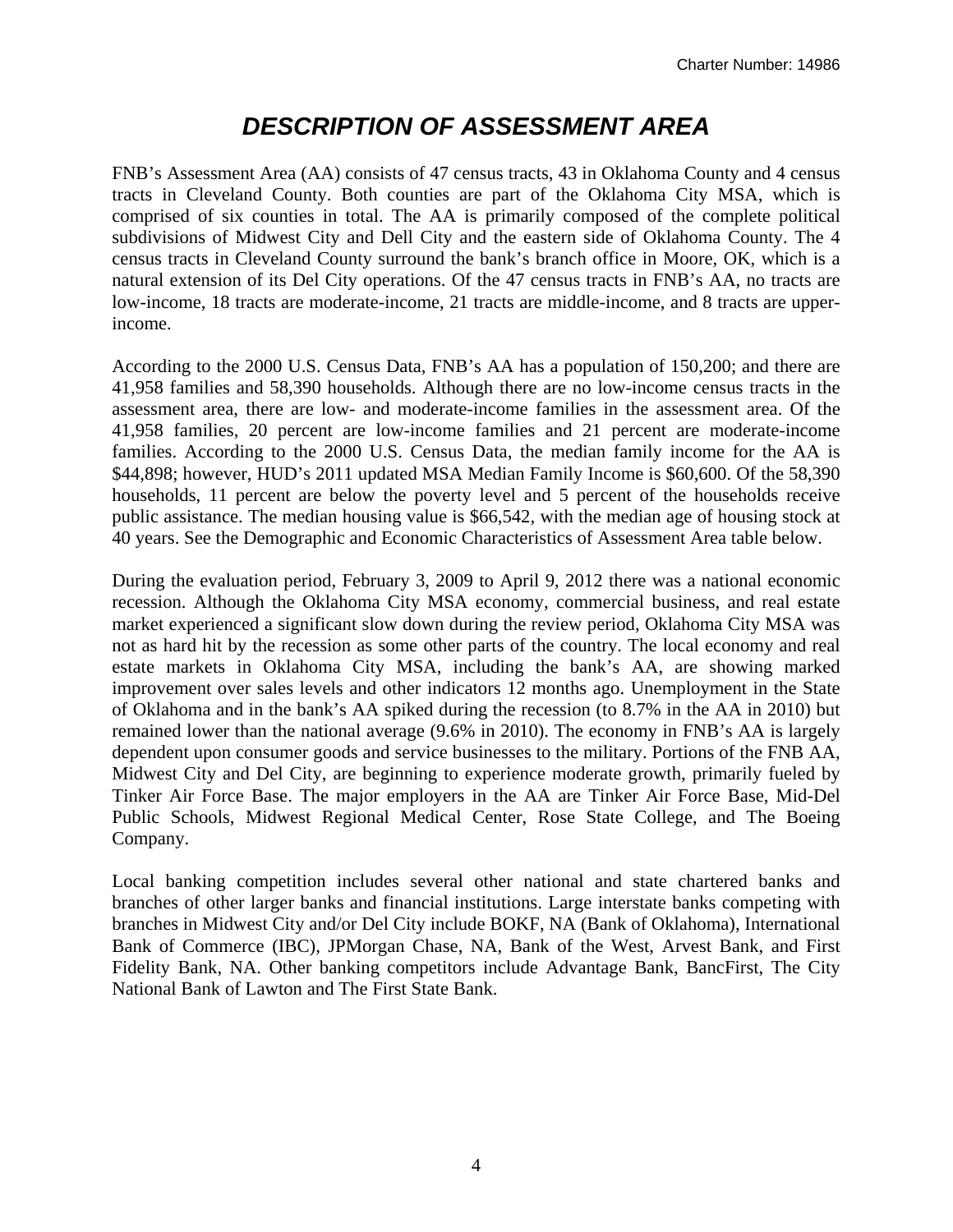# *DESCRIPTION OF ASSESSMENT AREA*

FNB's Assessment Area (AA) consists of 47 census tracts, 43 in Oklahoma County and 4 census tracts in Cleveland County. Both counties are part of the Oklahoma City MSA, which is comprised of six counties in total. The AA is primarily composed of the complete political subdivisions of Midwest City and Dell City and the eastern side of Oklahoma County. The 4 census tracts in Cleveland County surround the bank's branch office in Moore, OK, which is a natural extension of its Del City operations. Of the 47 census tracts in FNB's AA, no tracts are low-income, 18 tracts are moderate-income, 21 tracts are middle-income, and 8 tracts are upper-income.

According to the 2000 U.S. Census Data, FNB's AA has a population of 150,200; and there are 41,958 families and 58,390 households. Although there are no low-income census tracts in the assessment area, there are low- and moderate-income families in the assessment area. Of the 41,958 families, 20 percent are low-income families and 21 percent are moderate-income families. According to the 2000 U.S. Census Data, the median family income for the AA is $44,898; however, HUD's 2011 updated MSA Median Family Income is $60,600. Of the 58,390 households, 11 percent are below the poverty level and 5 percent of the households receive public assistance. The median housing value is $66,542, with the median age of housing stock at 40 years. See the Demographic and Economic Characteristics of Assessment Area table below.

During the evaluation period, February 3, 2009 to April 9, 2012 there was a national economic recession. Although the Oklahoma City MSA economy, commercial business, and real estate market experienced a significant slow down during the review period, Oklahoma City MSA was not as hard hit by the recession as some other parts of the country. The local economy and real estate markets in Oklahoma City MSA, including the bank's AA, are showing marked improvement over sales levels and other indicators 12 months ago. Unemployment in the State of Oklahoma and in the bank's AA spiked during the recession (to 8.7% in the AA in 2010) but remained lower than the national average (9.6% in 2010). The economy in FNB's AA is largely dependent upon consumer goods and service businesses to the military. Portions of the FNB AA, Midwest City and Del City, are beginning to experience moderate growth, primarily fueled by Tinker Air Force Base. The major employers in the AA are Tinker Air Force Base, Mid-Del Public Schools, Midwest Regional Medical Center, Rose State College, and The Boeing Company.

Local banking competition includes several other national and state chartered banks and branches of other larger banks and financial institutions. Large interstate banks competing with branches in Midwest City and/or Del City include BOKF, NA (Bank of Oklahoma), International Bank of Commerce (IBC), JPMorgan Chase, NA, Bank of the West, Arvest Bank, and First Fidelity Bank, NA. Other banking competitors include Advantage Bank, BancFirst, The City National Bank of Lawton and The First State Bank.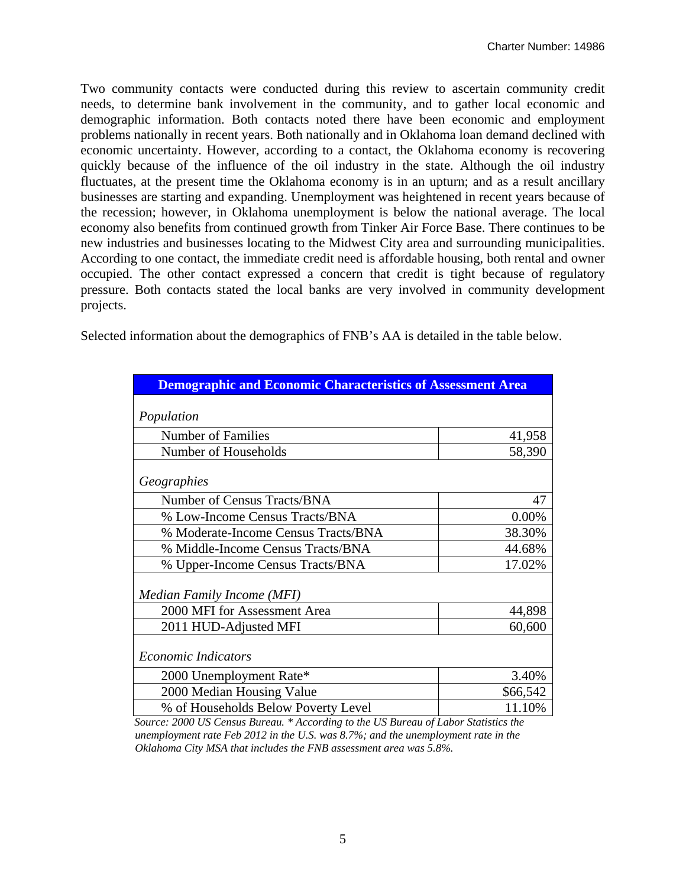Two community contacts were conducted during this review to ascertain community credit needs, to determine bank involvement in the community, and to gather local economic and demographic information. Both contacts noted there have been economic and employment problems nationally in recent years. Both nationally and in Oklahoma loan demand declined with economic uncertainty. However, according to a contact, the Oklahoma economy is recovering quickly because of the influence of the oil industry in the state. Although the oil industry fluctuates, at the present time the Oklahoma economy is in an upturn; and as a result ancillary businesses are starting and expanding. Unemployment was heightened in recent years because of the recession; however, in Oklahoma unemployment is below the national average. The local economy also benefits from continued growth from Tinker Air Force Base. There continues to be new industries and businesses locating to the Midwest City area and surrounding municipalities. According to one contact, the immediate credit need is affordable housing, both rental and owner occupied. The other contact expressed a concern that credit is tight because of regulatory pressure. Both contacts stated the local banks are very involved in community development projects.

Selected information about the demographics of FNB's AA is detailed in the table below.

| Demographic and Economic Characteristics of Assessment Area | |
|---|---|
| *Population* | |
| Number of Families | 41,958 |
| Number of Households | 58,390 |
| *Geographies* | |
| Number of Census Tracts/BNA | 47 |
| % Low-Income Census Tracts/BNA | 0.00% |
| % Moderate-Income Census Tracts/BNA | 38.30% |
| % Middle-Income Census Tracts/BNA | 44.68% |
| % Upper-Income Census Tracts/BNA | 17.02% |
| *Median Family Income (MFI)* | |
| 2000 MFI for Assessment Area | 44,898 |
| 2011 HUD-Adjusted MFI | 60,600 |
| *Economic Indicators* | |
| 2000 Unemployment Rate* | 3.40% |
| 2000 Median Housing Value | $66,542 |
| % of Households Below Poverty Level | 11.10% |

*Source: 2000 US Census Bureau. * According to the US Bureau of Labor Statistics the unemployment rate Feb 2012 in the U.S. was 8.7%; and the unemployment rate in the Oklahoma City MSA that includes the FNB assessment area was 5.8%.*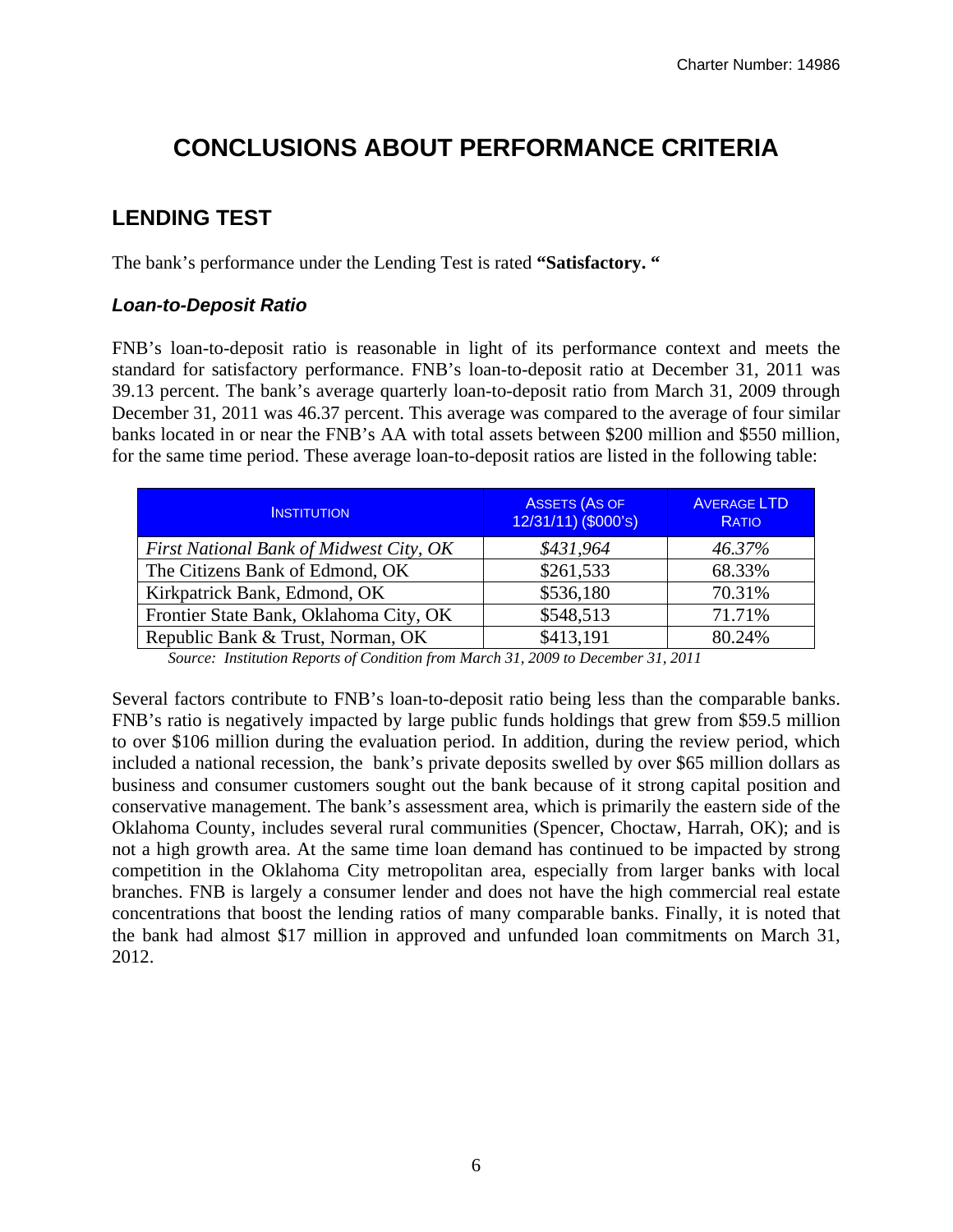# CONCLUSIONS ABOUT PERFORMANCE CRITERIA

## LENDING TEST

The bank's performance under the Lending Test is rated **"Satisfactory. "**

### *Loan-to-Deposit Ratio*

FNB's loan-to-deposit ratio is reasonable in light of its performance context and meets the standard for satisfactory performance. FNB's loan-to-deposit ratio at December 31, 2011 was 39.13 percent. The bank's average quarterly loan-to-deposit ratio from March 31, 2009 through December 31, 2011 was 46.37 percent. This average was compared to the average of four similar banks located in or near the FNB's AA with total assets between $200 million and $550 million, for the same time period. These average loan-to-deposit ratios are listed in the following table:

| INSTITUTION | ASSETS (AS OF 12/31/11) ($000'S) | AVERAGE LTD RATIO |
|---|---|---|
| *First National Bank of Midwest City, OK* | *$431,964* | *46.37%* |
| The Citizens Bank of Edmond, OK | $261,533 | 68.33% |
| Kirkpatrick Bank, Edmond, OK | $536,180 | 70.31% |
| Frontier State Bank, Oklahoma City, OK | $548,513 | 71.71% |
| Republic Bank & Trust, Norman, OK | $413,191 | 80.24% |

*Source: Institution Reports of Condition from March 31, 2009 to December 31, 2011*

Several factors contribute to FNB's loan-to-deposit ratio being less than the comparable banks. FNB's ratio is negatively impacted by large public funds holdings that grew from $59.5 million to over $106 million during the evaluation period. In addition, during the review period, which included a national recession, the bank's private deposits swelled by over $65 million dollars as business and consumer customers sought out the bank because of it strong capital position and conservative management. The bank's assessment area, which is primarily the eastern side of the Oklahoma County, includes several rural communities (Spencer, Choctaw, Harrah, OK); and is not a high growth area. At the same time loan demand has continued to be impacted by strong competition in the Oklahoma City metropolitan area, especially from larger banks with local branches. FNB is largely a consumer lender and does not have the high commercial real estate concentrations that boost the lending ratios of many comparable banks. Finally, it is noted that the bank had almost $17 million in approved and unfunded loan commitments on March 31, 2012.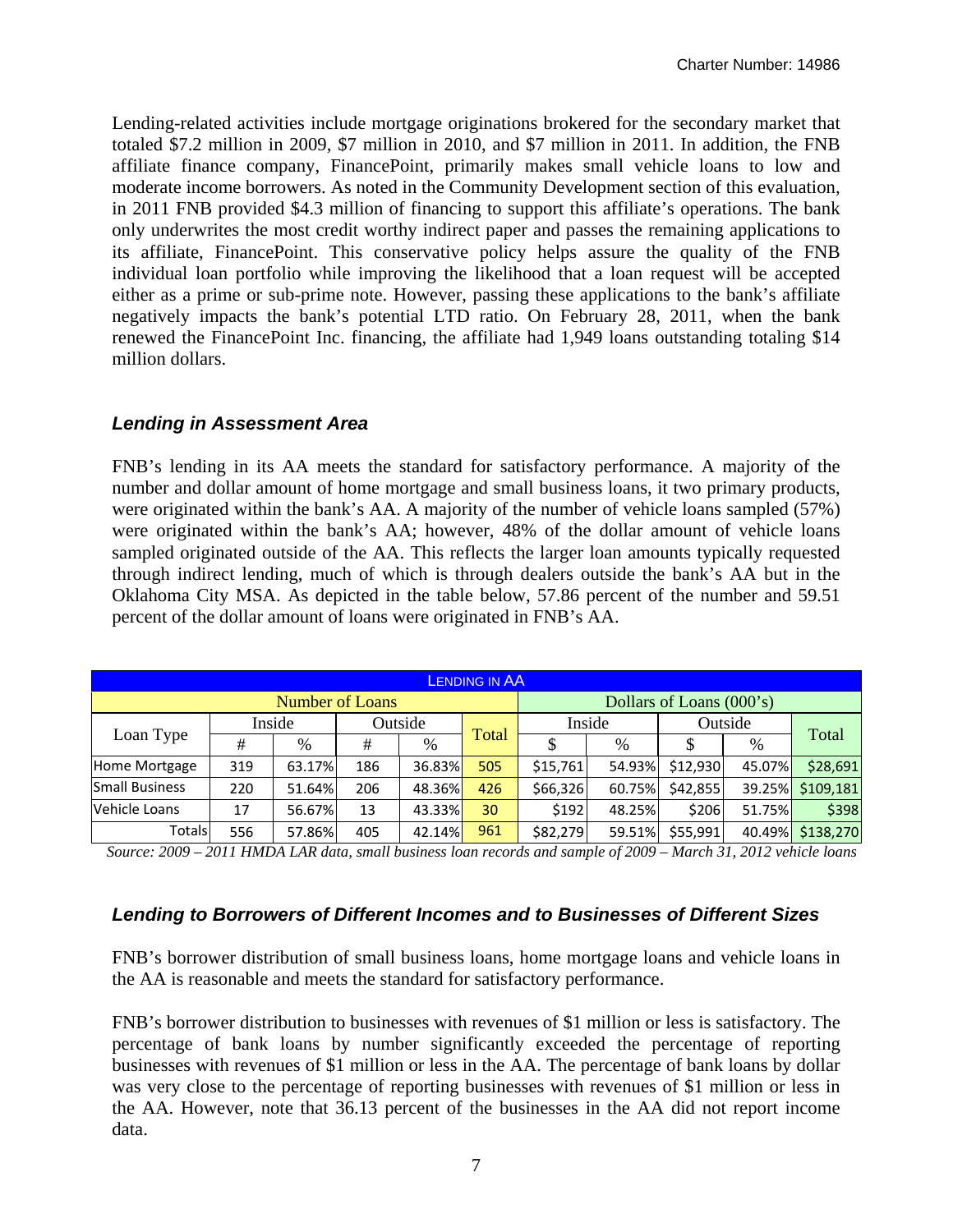Lending-related activities include mortgage originations brokered for the secondary market that totaled $7.2 million in 2009, $7 million in 2010, and $7 million in 2011. In addition, the FNB affiliate finance company, FinancePoint, primarily makes small vehicle loans to low and moderate income borrowers. As noted in the Community Development section of this evaluation, in 2011 FNB provided $4.3 million of financing to support this affiliate's operations. The bank only underwrites the most credit worthy indirect paper and passes the remaining applications to its affiliate, FinancePoint. This conservative policy helps assure the quality of the FNB individual loan portfolio while improving the likelihood that a loan request will be accepted either as a prime or sub-prime note. However, passing these applications to the bank's affiliate negatively impacts the bank's potential LTD ratio. On February 28, 2011, when the bank renewed the FinancePoint Inc. financing, the affiliate had 1,949 loans outstanding totaling $14 million dollars.

### *Lending in Assessment Area*

FNB's lending in its AA meets the standard for satisfactory performance. A majority of the number and dollar amount of home mortgage and small business loans, it two primary products, were originated within the bank's AA. A majority of the number of vehicle loans sampled (57%) were originated within the bank's AA; however, 48% of the dollar amount of vehicle loans sampled originated outside of the AA. This reflects the larger loan amounts typically requested through indirect lending, much of which is through dealers outside the bank's AA but in the Oklahoma City MSA. As depicted in the table below, 57.86 percent of the number and 59.51 percent of the dollar amount of loans were originated in FNB's AA.

| LENDING IN AA | | | | | | | | | | |
|---|---|---|---|---|---|---|---|---|---|---|
| | Number of Loans | | | | | Dollars of Loans (000's) | | | | |
| Loan Type | Inside | | Outside | | Total | Inside | | Outside | | Total |
| | # | % | # | % | | $ | % | $ | % | |
| Home Mortgage | 319 | 63.17% | 186 | 36.83% | 505 | $15,761 | 54.93% | $12,930 | 45.07% | $28,691 |
| Small Business | 220 | 51.64% | 206 | 48.36% | 426 | $66,326 | 60.75% | $42,855 | 39.25% | $109,181 |
| Vehicle Loans | 17 | 56.67% | 13 | 43.33% | 30 | $192 | 48.25% | $206 | 51.75% | $398 |
| Totals | 556 | 57.86% | 405 | 42.14% | 961 | $82,279 | 59.51% | $55,991 | 40.49% | $138,270 |

*Source: 2009 – 2011 HMDA LAR data, small business loan records and sample of 2009 – March 31, 2012 vehicle loans*

### *Lending to Borrowers of Different Incomes and to Businesses of Different Sizes*

FNB's borrower distribution of small business loans, home mortgage loans and vehicle loans in the AA is reasonable and meets the standard for satisfactory performance.

FNB's borrower distribution to businesses with revenues of $1 million or less is satisfactory. The percentage of bank loans by number significantly exceeded the percentage of reporting businesses with revenues of $1 million or less in the AA. The percentage of bank loans by dollar was very close to the percentage of reporting businesses with revenues of $1 million or less in the AA. However, note that 36.13 percent of the businesses in the AA did not report income data.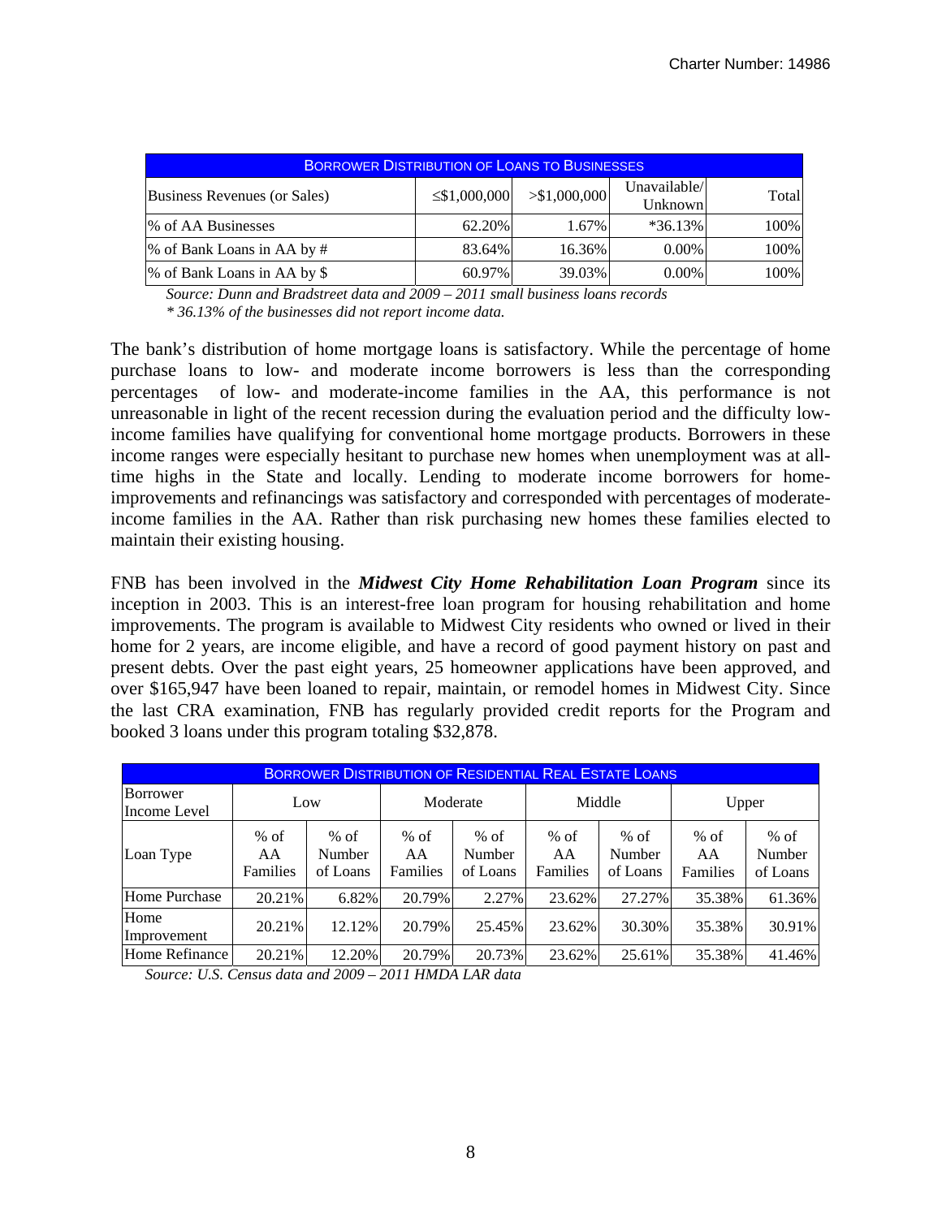| BORROWER DISTRIBUTION OF LOANS TO BUSINESSES | | | | |
|---|---|---|---|---|
| Business Revenues (or Sales) | ≤$1,000,000 | >$1,000,000 | Unavailable/ Unknown | Total |
| % of AA Businesses | 62.20% | 1.67% | *36.13% | 100% |
| % of Bank Loans in AA by # | 83.64% | 16.36% | 0.00% | 100% |
| % of Bank Loans in AA by $ | 60.97% | 39.03% | 0.00% | 100% |

*Source: Dunn and Bradstreet data and 2009 – 2011 small business loans records*
*\* 36.13% of the businesses did not report income data.*

The bank's distribution of home mortgage loans is satisfactory. While the percentage of home purchase loans to low- and moderate income borrowers is less than the corresponding percentages of low- and moderate-income families in the AA, this performance is not unreasonable in light of the recent recession during the evaluation period and the difficulty low-income families have qualifying for conventional home mortgage products. Borrowers in these income ranges were especially hesitant to purchase new homes when unemployment was at all-time highs in the State and locally. Lending to moderate income borrowers for home-improvements and refinancings was satisfactory and corresponded with percentages of moderate-income families in the AA. Rather than risk purchasing new homes these families elected to maintain their existing housing.

FNB has been involved in the ***Midwest City Home Rehabilitation Loan Program*** since its inception in 2003. This is an interest-free loan program for housing rehabilitation and home improvements. The program is available to Midwest City residents who owned or lived in their home for 2 years, are income eligible, and have a record of good payment history on past and present debts. Over the past eight years, 25 homeowner applications have been approved, and over $165,947 have been loaned to repair, maintain, or remodel homes in Midwest City. Since the last CRA examination, FNB has regularly provided credit reports for the Program and booked 3 loans under this program totaling $32,878.

| BORROWER DISTRIBUTION OF RESIDENTIAL REAL ESTATE LOANS | | | | | | | | |
|---|---|---|---|---|---|---|---|---|
| Borrower Income Level | Low | | Moderate | | Middle | | Upper | |
| Loan Type | % of AA Families | % of Number of Loans | % of AA Families | % of Number of Loans | % of AA Families | % of Number of Loans | % of AA Families | % of Number of Loans |
| Home Purchase | 20.21% | 6.82% | 20.79% | 2.27% | 23.62% | 27.27% | 35.38% | 61.36% |
| Home Improvement | 20.21% | 12.12% | 20.79% | 25.45% | 23.62% | 30.30% | 35.38% | 30.91% |
| Home Refinance | 20.21% | 12.20% | 20.79% | 20.73% | 23.62% | 25.61% | 35.38% | 41.46% |

*Source: U.S. Census data and 2009 – 2011 HMDA LAR data*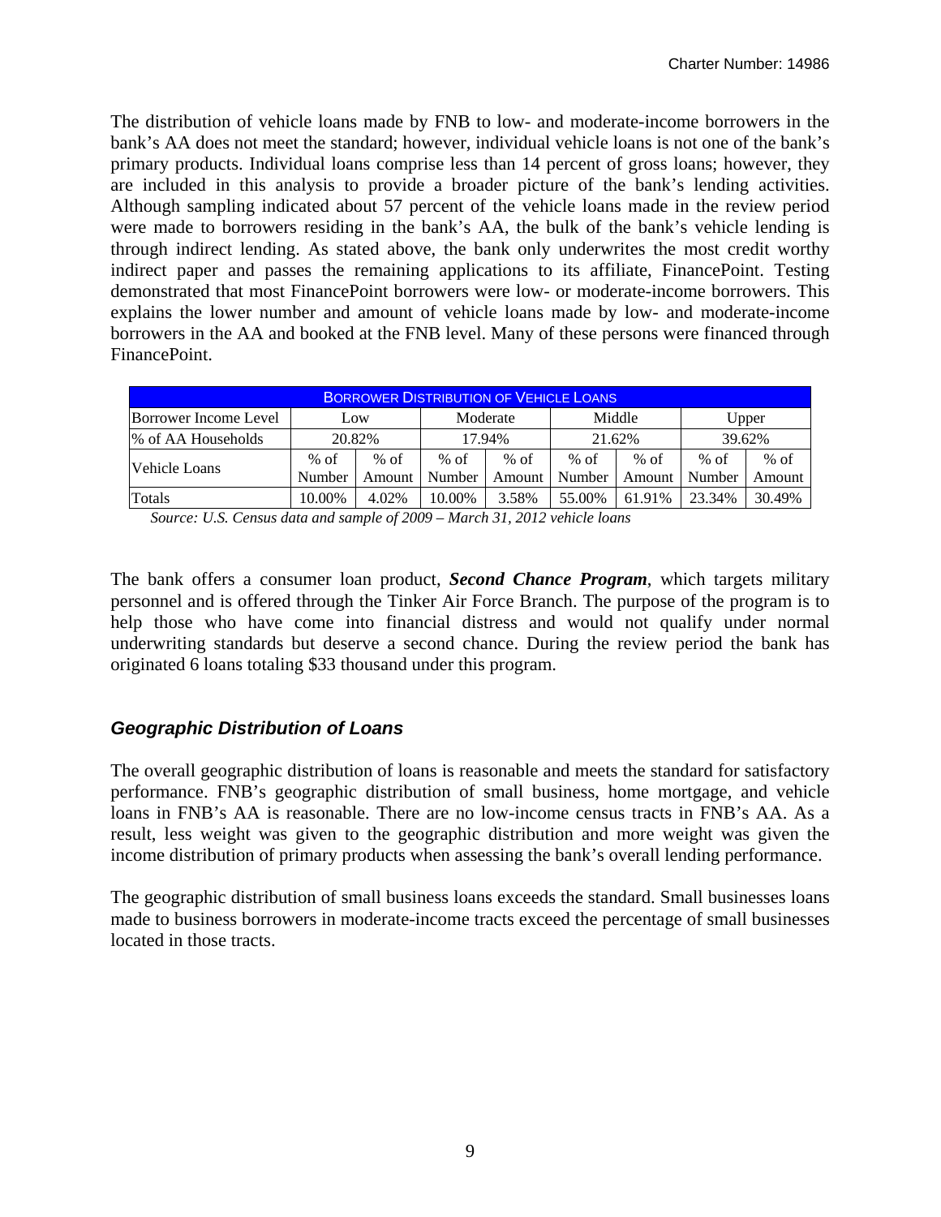The distribution of vehicle loans made by FNB to low- and moderate-income borrowers in the bank's AA does not meet the standard; however, individual vehicle loans is not one of the bank's primary products. Individual loans comprise less than 14 percent of gross loans; however, they are included in this analysis to provide a broader picture of the bank's lending activities. Although sampling indicated about 57 percent of the vehicle loans made in the review period were made to borrowers residing in the bank's AA, the bulk of the bank's vehicle lending is through indirect lending. As stated above, the bank only underwrites the most credit worthy indirect paper and passes the remaining applications to its affiliate, FinancePoint. Testing demonstrated that most FinancePoint borrowers were low- or moderate-income borrowers. This explains the lower number and amount of vehicle loans made by low- and moderate-income borrowers in the AA and booked at the FNB level. Many of these persons were financed through FinancePoint.

| BORROWER DISTRIBUTION OF VEHICLE LOANS | | | | | | | | |
|---|---|---|---|---|---|---|---|---|
| Borrower Income Level | Low | | Moderate | | Middle | | Upper | |
| % of AA Households | 20.82% | | 17.94% | | 21.62% | | 39.62% | |
| Vehicle Loans | % of Number | % of Amount | % of Number | % of Amount | % of Number | % of Amount | % of Number | % of Amount |
| Totals | 10.00% | 4.02% | 10.00% | 3.58% | 55.00% | 61.91% | 23.34% | 30.49% |

*Source: U.S. Census data and sample of 2009 – March 31, 2012 vehicle loans*

The bank offers a consumer loan product, ***Second Chance Program***, which targets military personnel and is offered through the Tinker Air Force Branch. The purpose of the program is to help those who have come into financial distress and would not qualify under normal underwriting standards but deserve a second chance. During the review period the bank has originated 6 loans totaling $33 thousand under this program.

### *Geographic Distribution of Loans*

The overall geographic distribution of loans is reasonable and meets the standard for satisfactory performance. FNB's geographic distribution of small business, home mortgage, and vehicle loans in FNB's AA is reasonable. There are no low-income census tracts in FNB's AA. As a result, less weight was given to the geographic distribution and more weight was given the income distribution of primary products when assessing the bank's overall lending performance.

The geographic distribution of small business loans exceeds the standard. Small businesses loans made to business borrowers in moderate-income tracts exceed the percentage of small businesses located in those tracts.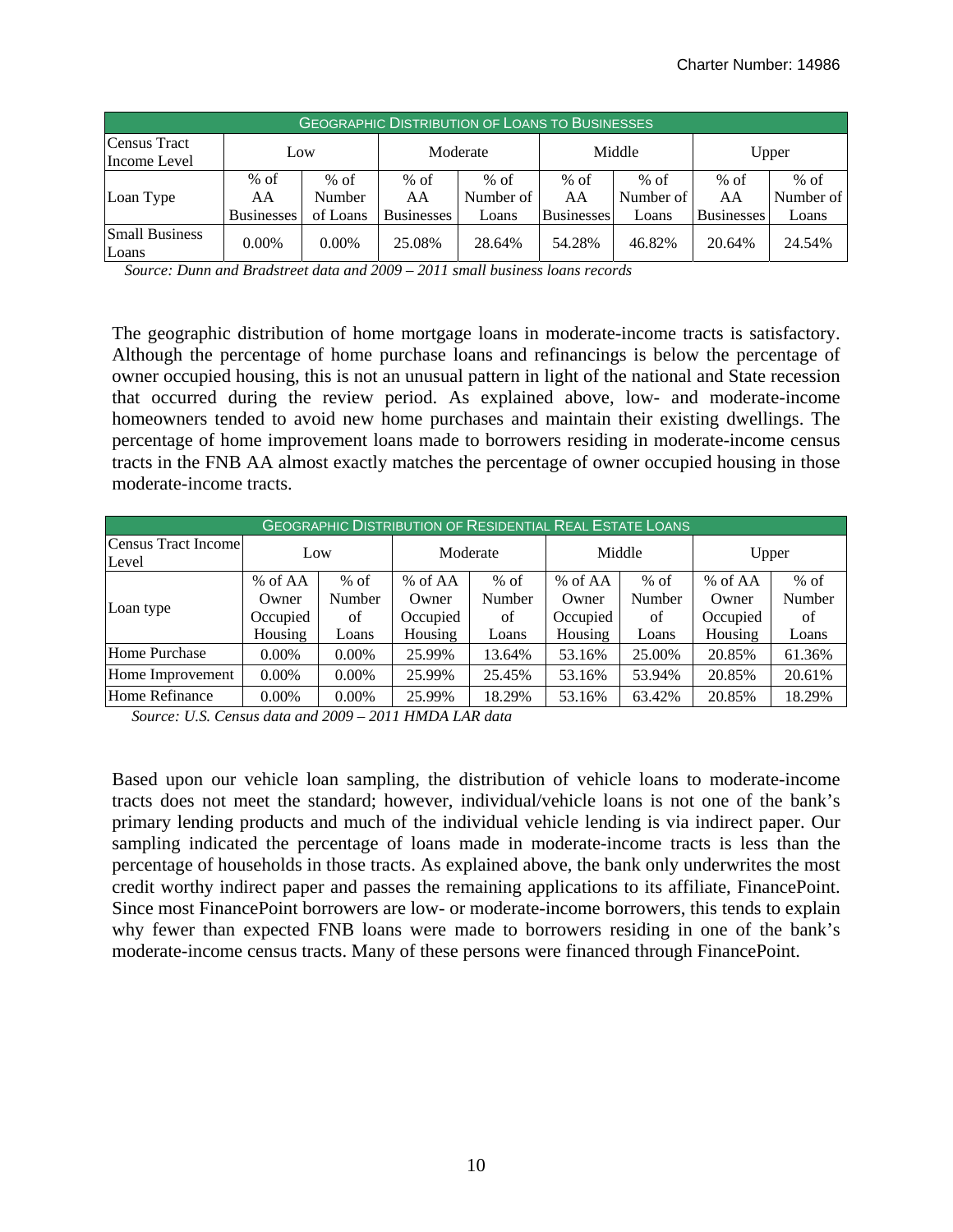| GEOGRAPHIC DISTRIBUTION OF LOANS TO BUSINESSES | | | | | | | | |
|---|---|---|---|---|---|---|---|---|
| Census Tract Income Level | Low | | Moderate | | Middle | | Upper | |
| Loan Type | % of AA Businesses | % of Number of Loans | % of AA Businesses | % of Number of Loans | % of AA Businesses | % of Number of Loans | % of AA Businesses | % of Number of Loans |
| Small Business Loans | 0.00% | 0.00% | 25.08% | 28.64% | 54.28% | 46.82% | 20.64% | 24.54% |

*Source: Dunn and Bradstreet data and 2009 – 2011 small business loans records*

The geographic distribution of home mortgage loans in moderate-income tracts is satisfactory. Although the percentage of home purchase loans and refinancings is below the percentage of owner occupied housing, this is not an unusual pattern in light of the national and State recession that occurred during the review period. As explained above, low- and moderate-income homeowners tended to avoid new home purchases and maintain their existing dwellings. The percentage of home improvement loans made to borrowers residing in moderate-income census tracts in the FNB AA almost exactly matches the percentage of owner occupied housing in those moderate-income tracts.

| GEOGRAPHIC DISTRIBUTION OF RESIDENTIAL REAL ESTATE LOANS | | | | | | | | |
|---|---|---|---|---|---|---|---|---|
| Census Tract Income Level | Low | | Moderate | | Middle | | Upper | |
| Loan type | % of AA Owner Occupied Housing | % of Number of Loans | % of AA Owner Occupied Housing | % of Number of Loans | % of AA Owner Occupied Housing | % of Number of Loans | % of AA Owner Occupied Housing | % of Number of Loans |
| Home Purchase | 0.00% | 0.00% | 25.99% | 13.64% | 53.16% | 25.00% | 20.85% | 61.36% |
| Home Improvement | 0.00% | 0.00% | 25.99% | 25.45% | 53.16% | 53.94% | 20.85% | 20.61% |
| Home Refinance | 0.00% | 0.00% | 25.99% | 18.29% | 53.16% | 63.42% | 20.85% | 18.29% |

*Source: U.S. Census data and 2009 – 2011 HMDA LAR data*

Based upon our vehicle loan sampling, the distribution of vehicle loans to moderate-income tracts does not meet the standard; however, individual/vehicle loans is not one of the bank's primary lending products and much of the individual vehicle lending is via indirect paper. Our sampling indicated the percentage of loans made in moderate-income tracts is less than the percentage of households in those tracts. As explained above, the bank only underwrites the most credit worthy indirect paper and passes the remaining applications to its affiliate, FinancePoint. Since most FinancePoint borrowers are low- or moderate-income borrowers, this tends to explain why fewer than expected FNB loans were made to borrowers residing in one of the bank's moderate-income census tracts. Many of these persons were financed through FinancePoint.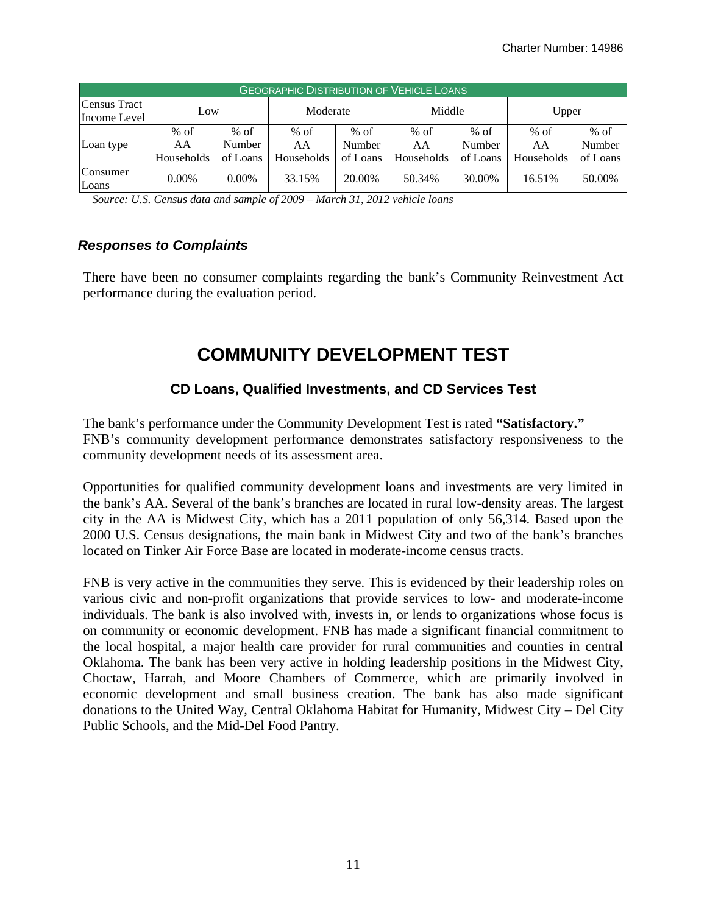| Geographic Distribution of Vehicle Loans | | | | | | | | |
|---|---|---|---|---|---|---|---|---|
| Census Tract Income Level | Low | | Moderate | | Middle | | Upper | |
| Loan type | % of AA Households | % of Number of Loans | % of AA Households | % of Number of Loans | % of AA Households | % of Number of Loans | % of AA Households | % of Number of Loans |
| Consumer Loans | 0.00% | 0.00% | 33.15% | 20.00% | 50.34% | 30.00% | 16.51% | 50.00% |

*Source: U.S. Census data and sample of 2009 – March 31, 2012 vehicle loans*

### *Responses to Complaints*

There have been no consumer complaints regarding the bank's Community Reinvestment Act performance during the evaluation period.

# COMMUNITY DEVELOPMENT TEST

### CD Loans, Qualified Investments, and CD Services Test

The bank's performance under the Community Development Test is rated **"Satisfactory."** FNB's community development performance demonstrates satisfactory responsiveness to the community development needs of its assessment area.

Opportunities for qualified community development loans and investments are very limited in the bank's AA. Several of the bank's branches are located in rural low-density areas. The largest city in the AA is Midwest City, which has a 2011 population of only 56,314. Based upon the 2000 U.S. Census designations, the main bank in Midwest City and two of the bank's branches located on Tinker Air Force Base are located in moderate-income census tracts.

FNB is very active in the communities they serve. This is evidenced by their leadership roles on various civic and non-profit organizations that provide services to low- and moderate-income individuals. The bank is also involved with, invests in, or lends to organizations whose focus is on community or economic development. FNB has made a significant financial commitment to the local hospital, a major health care provider for rural communities and counties in central Oklahoma. The bank has been very active in holding leadership positions in the Midwest City, Choctaw, Harrah, and Moore Chambers of Commerce, which are primarily involved in economic development and small business creation. The bank has also made significant donations to the United Way, Central Oklahoma Habitat for Humanity, Midwest City – Del City Public Schools, and the Mid-Del Food Pantry.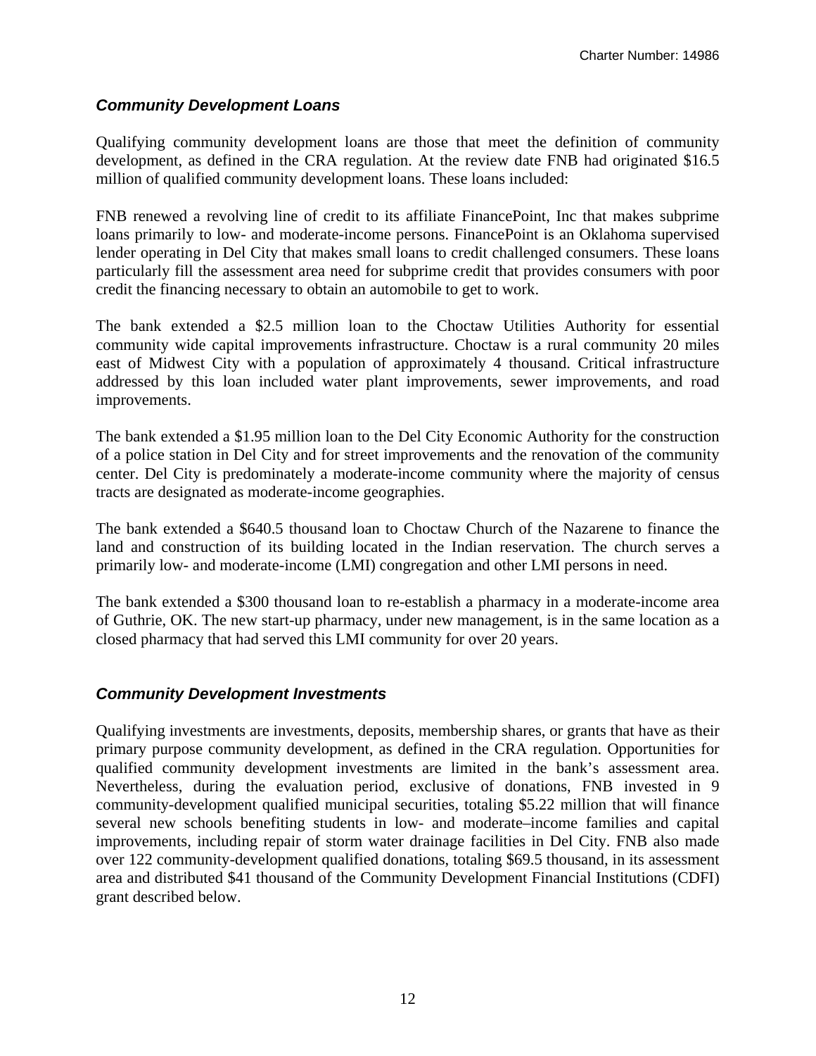### *Community Development Loans*

Qualifying community development loans are those that meet the definition of community development, as defined in the CRA regulation. At the review date FNB had originated $16.5 million of qualified community development loans. These loans included:

FNB renewed a revolving line of credit to its affiliate FinancePoint, Inc that makes subprime loans primarily to low- and moderate-income persons. FinancePoint is an Oklahoma supervised lender operating in Del City that makes small loans to credit challenged consumers. These loans particularly fill the assessment area need for subprime credit that provides consumers with poor credit the financing necessary to obtain an automobile to get to work.

The bank extended a $2.5 million loan to the Choctaw Utilities Authority for essential community wide capital improvements infrastructure. Choctaw is a rural community 20 miles east of Midwest City with a population of approximately 4 thousand. Critical infrastructure addressed by this loan included water plant improvements, sewer improvements, and road improvements.

The bank extended a $1.95 million loan to the Del City Economic Authority for the construction of a police station in Del City and for street improvements and the renovation of the community center. Del City is predominately a moderate-income community where the majority of census tracts are designated as moderate-income geographies.

The bank extended a $640.5 thousand loan to Choctaw Church of the Nazarene to finance the land and construction of its building located in the Indian reservation. The church serves a primarily low- and moderate-income (LMI) congregation and other LMI persons in need.

The bank extended a $300 thousand loan to re-establish a pharmacy in a moderate-income area of Guthrie, OK. The new start-up pharmacy, under new management, is in the same location as a closed pharmacy that had served this LMI community for over 20 years.

### *Community Development Investments*

Qualifying investments are investments, deposits, membership shares, or grants that have as their primary purpose community development, as defined in the CRA regulation. Opportunities for qualified community development investments are limited in the bank's assessment area. Nevertheless, during the evaluation period, exclusive of donations, FNB invested in 9 community-development qualified municipal securities, totaling $5.22 million that will finance several new schools benefiting students in low- and moderate–income families and capital improvements, including repair of storm water drainage facilities in Del City. FNB also made over 122 community-development qualified donations, totaling $69.5 thousand, in its assessment area and distributed $41 thousand of the Community Development Financial Institutions (CDFI) grant described below.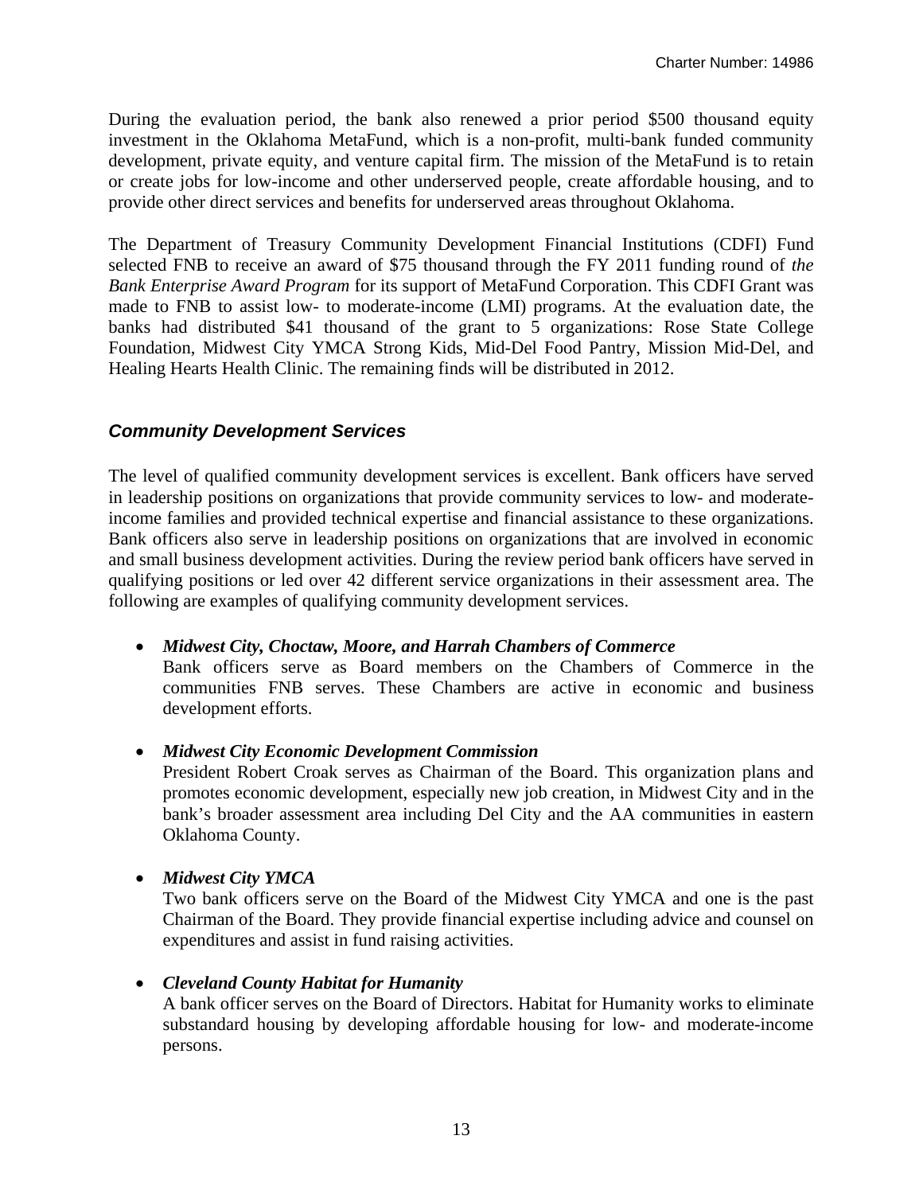During the evaluation period, the bank also renewed a prior period $500 thousand equity investment in the Oklahoma MetaFund, which is a non-profit, multi-bank funded community development, private equity, and venture capital firm. The mission of the MetaFund is to retain or create jobs for low-income and other underserved people, create affordable housing, and to provide other direct services and benefits for underserved areas throughout Oklahoma.

The Department of Treasury Community Development Financial Institutions (CDFI) Fund selected FNB to receive an award of $75 thousand through the FY 2011 funding round of *the Bank Enterprise Award Program* for its support of MetaFund Corporation. This CDFI Grant was made to FNB to assist low- to moderate-income (LMI) programs. At the evaluation date, the banks had distributed $41 thousand of the grant to 5 organizations: Rose State College Foundation, Midwest City YMCA Strong Kids, Mid-Del Food Pantry, Mission Mid-Del, and Healing Hearts Health Clinic. The remaining finds will be distributed in 2012.

### *Community Development Services*

The level of qualified community development services is excellent. Bank officers have served in leadership positions on organizations that provide community services to low- and moderate-income families and provided technical expertise and financial assistance to these organizations. Bank officers also serve in leadership positions on organizations that are involved in economic and small business development activities. During the review period bank officers have served in qualifying positions or led over 42 different service organizations in their assessment area. The following are examples of qualifying community development services.

- ***Midwest City, Choctaw, Moore, and Harrah Chambers of Commerce***
  Bank officers serve as Board members on the Chambers of Commerce in the communities FNB serves. These Chambers are active in economic and business development efforts.

- ***Midwest City Economic Development Commission***
  President Robert Croak serves as Chairman of the Board. This organization plans and promotes economic development, especially new job creation, in Midwest City and in the bank's broader assessment area including Del City and the AA communities in eastern Oklahoma County.

- ***Midwest City YMCA***
  Two bank officers serve on the Board of the Midwest City YMCA and one is the past Chairman of the Board. They provide financial expertise including advice and counsel on expenditures and assist in fund raising activities.

- ***Cleveland County Habitat for Humanity***
  A bank officer serves on the Board of Directors. Habitat for Humanity works to eliminate substandard housing by developing affordable housing for low- and moderate-income persons.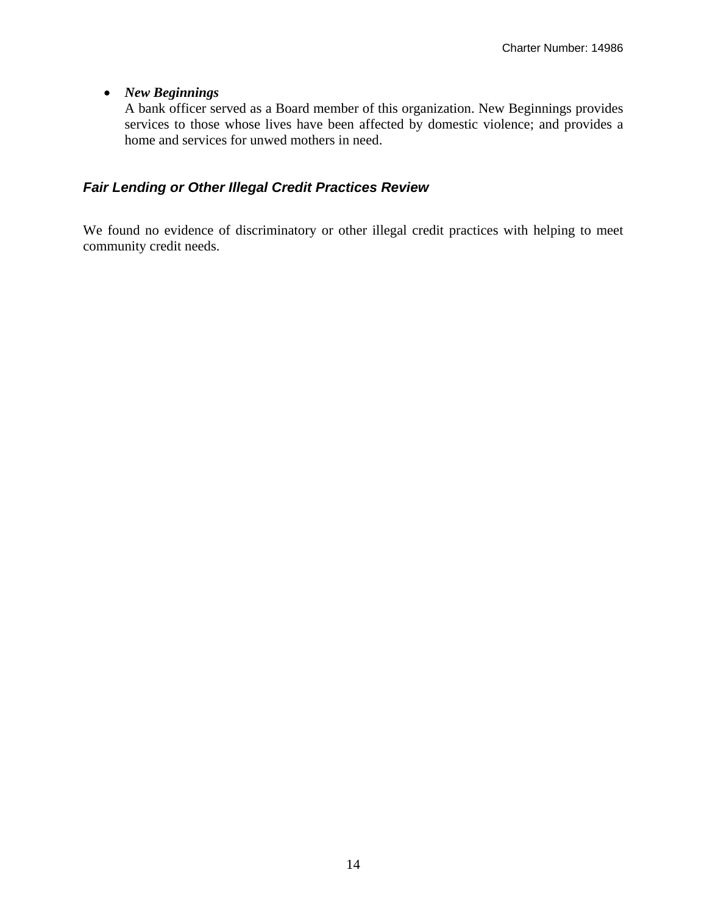- ***New Beginnings***
  A bank officer served as a Board member of this organization. New Beginnings provides services to those whose lives have been affected by domestic violence; and provides a home and services for unwed mothers in need.

### *Fair Lending or Other Illegal Credit Practices Review*

We found no evidence of discriminatory or other illegal credit practices with helping to meet community credit needs.